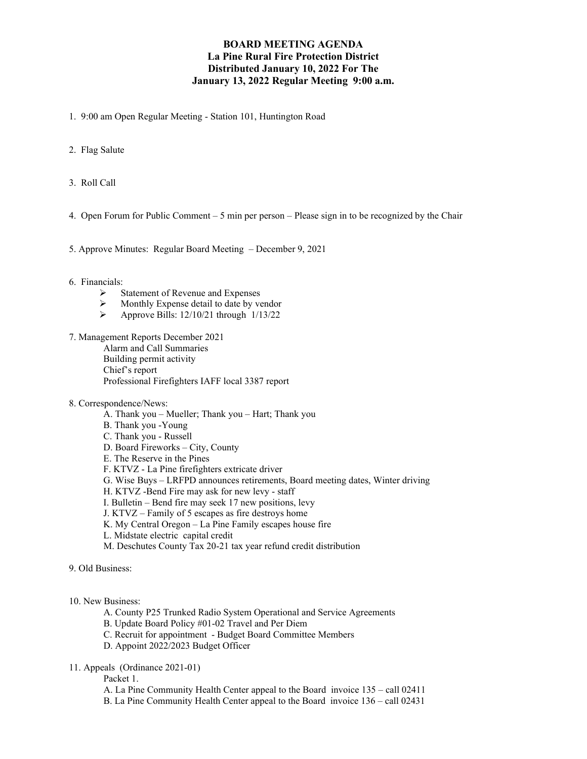# BOARD MEETING AGENDA
## La Pine Rural Fire Protection District
## Distributed January 10, 2022 For The
## January 13, 2022 Regular Meeting 9:00 a.m.

1. 9:00 am Open Regular Meeting - Station 101, Huntington Road

2. Flag Salute

3. Roll Call

4. Open Forum for Public Comment – 5 min per person – Please sign in to be recognized by the Chair

5. Approve Minutes: Regular Board Meeting – December 9, 2021

6. Financials:
   - Statement of Revenue and Expenses
   - Monthly Expense detail to date by vendor
   - Approve Bills: 12/10/21 through 1/13/22

7. Management Reports December 2021
   - Alarm and Call Summaries
   - Building permit activity
   - Chief's report
   - Professional Firefighters IAFF local 3387 report

8. Correspondence/News:
   - A. Thank you – Mueller; Thank you – Hart; Thank you
   - B. Thank you -Young
   - C. Thank you - Russell
   - D. Board Fireworks – City, County
   - E. The Reserve in the Pines
   - F. KTVZ - La Pine firefighters extricate driver
   - G. Wise Buys – LRFPD announces retirements, Board meeting dates, Winter driving
   - H. KTVZ -Bend Fire may ask for new levy - staff
   - I. Bulletin – Bend fire may seek 17 new positions, levy
   - J. KTVZ – Family of 5 escapes as fire destroys home
   - K. My Central Oregon – La Pine Family escapes house fire
   - L. Midstate electric capital credit
   - M. Deschutes County Tax 20-21 tax year refund credit distribution

9. Old Business:

10. New Business:
    - A. County P25 Trunked Radio System Operational and Service Agreements
    - B. Update Board Policy #01-02 Travel and Per Diem
    - C. Recruit for appointment - Budget Board Committee Members
    - D. Appoint 2022/2023 Budget Officer

11. Appeals (Ordinance 2021-01)
    - Packet 1.
    - A. La Pine Community Health Center appeal to the Board invoice 135 – call 02411
    - B. La Pine Community Health Center appeal to the Board invoice 136 – call 02431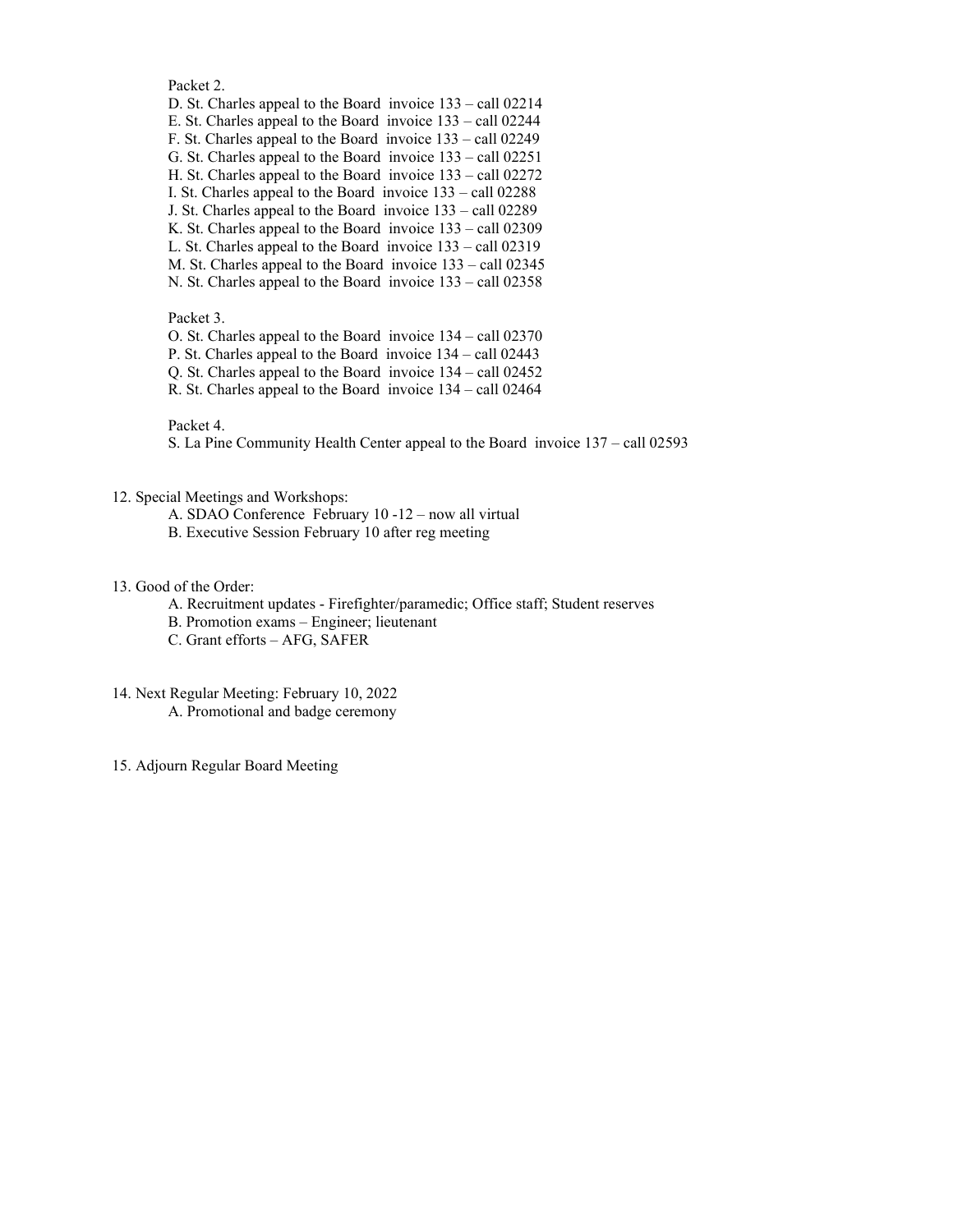Packet 2.

D. St. Charles appeal to the Board invoice 133 – call 02214
E. St. Charles appeal to the Board invoice 133 – call 02244
F. St. Charles appeal to the Board invoice 133 – call 02249
G. St. Charles appeal to the Board invoice 133 – call 02251
H. St. Charles appeal to the Board invoice 133 – call 02272
I. St. Charles appeal to the Board invoice 133 – call 02288
J. St. Charles appeal to the Board invoice 133 – call 02289
K. St. Charles appeal to the Board invoice 133 – call 02309
L. St. Charles appeal to the Board invoice 133 – call 02319
M. St. Charles appeal to the Board invoice 133 – call 02345
N. St. Charles appeal to the Board invoice 133 – call 02358

Packet 3.

O. St. Charles appeal to the Board invoice 134 – call 02370
P. St. Charles appeal to the Board invoice 134 – call 02443
Q. St. Charles appeal to the Board invoice 134 – call 02452
R. St. Charles appeal to the Board invoice 134 – call 02464

Packet 4.

S. La Pine Community Health Center appeal to the Board invoice 137 – call 02593

12. Special Meetings and Workshops:
    A. SDAO Conference February 10 -12 – now all virtual
    B. Executive Session February 10 after reg meeting

13. Good of the Order:
    A. Recruitment updates - Firefighter/paramedic; Office staff; Student reserves
    B. Promotion exams – Engineer; lieutenant
    C. Grant efforts – AFG, SAFER

14. Next Regular Meeting: February 10, 2022
    A. Promotional and badge ceremony

15. Adjourn Regular Board Meeting